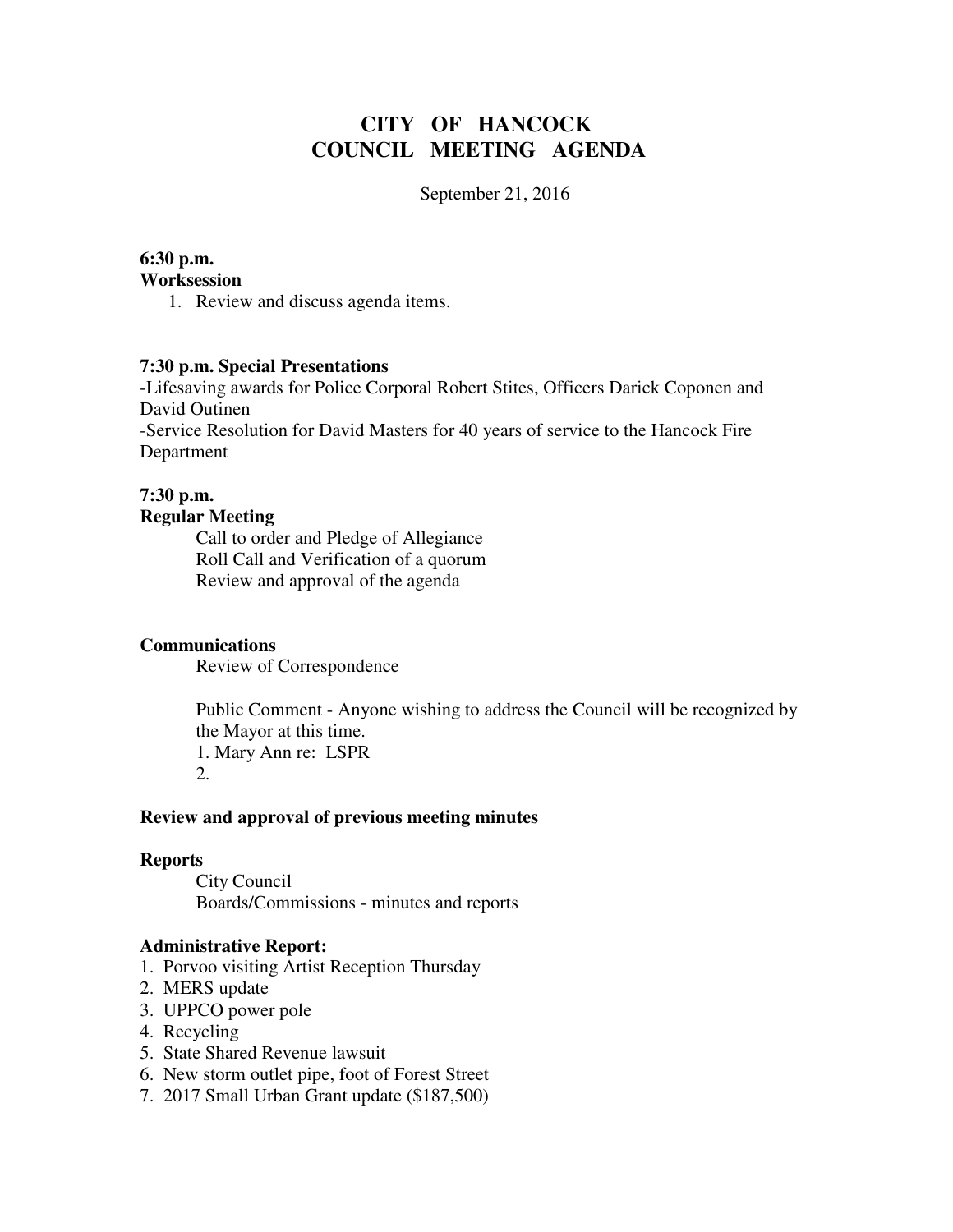# CITY OF HANCOCK
# COUNCIL MEETING AGENDA

September 21, 2016

**6:30 p.m.**
**Worksession**

1. Review and discuss agenda items.

**7:30 p.m. Special Presentations**

-Lifesaving awards for Police Corporal Robert Stites, Officers Darick Coponen and David Outinen

-Service Resolution for David Masters for 40 years of service to the Hancock Fire Department

**7:30 p.m.**
**Regular Meeting**

Call to order and Pledge of Allegiance
Roll Call and Verification of a quorum
Review and approval of the agenda

**Communications**

Review of Correspondence

Public Comment - Anyone wishing to address the Council will be recognized by the Mayor at this time.
1. Mary Ann re: LSPR
2.

**Review and approval of previous meeting minutes**

**Reports**

City Council
Boards/Commissions - minutes and reports

**Administrative Report:**

1. Porvoo visiting Artist Reception Thursday
2. MERS update
3. UPPCO power pole
4. Recycling
5. State Shared Revenue lawsuit
6. New storm outlet pipe, foot of Forest Street
7. 2017 Small Urban Grant update ($187,500)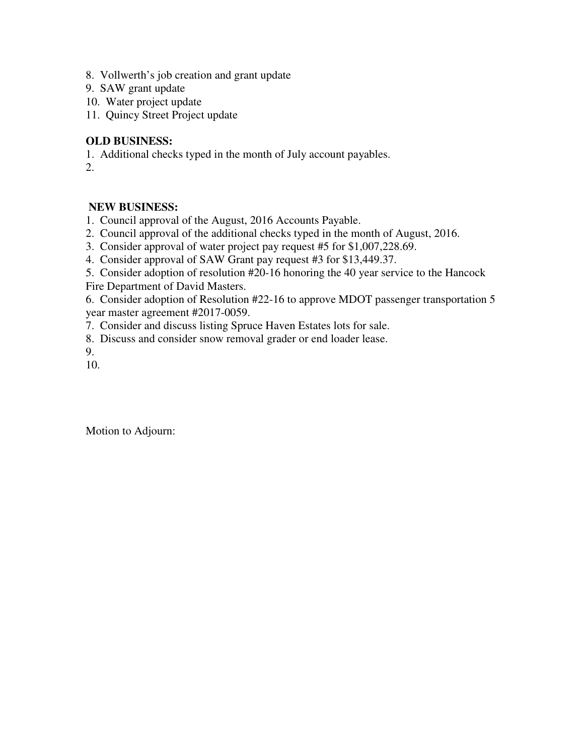8. Vollwerth's job creation and grant update
9. SAW grant update
10. Water project update
11. Quincy Street Project update

**OLD BUSINESS:**

1. Additional checks typed in the month of July account payables.
2. 

**NEW BUSINESS:**

1. Council approval of the August, 2016 Accounts Payable.
2. Council approval of the additional checks typed in the month of August, 2016.
3. Consider approval of water project pay request #5 for $1,007,228.69.
4. Consider approval of SAW Grant pay request #3 for $13,449.37.
5. Consider adoption of resolution #20-16 honoring the 40 year service to the Hancock Fire Department of David Masters.
6. Consider adoption of Resolution #22-16 to approve MDOT passenger transportation 5 year master agreement #2017-0059.
7. Consider and discuss listing Spruce Haven Estates lots for sale.
8. Discuss and consider snow removal grader or end loader lease.
9. 
10. 

Motion to Adjourn: